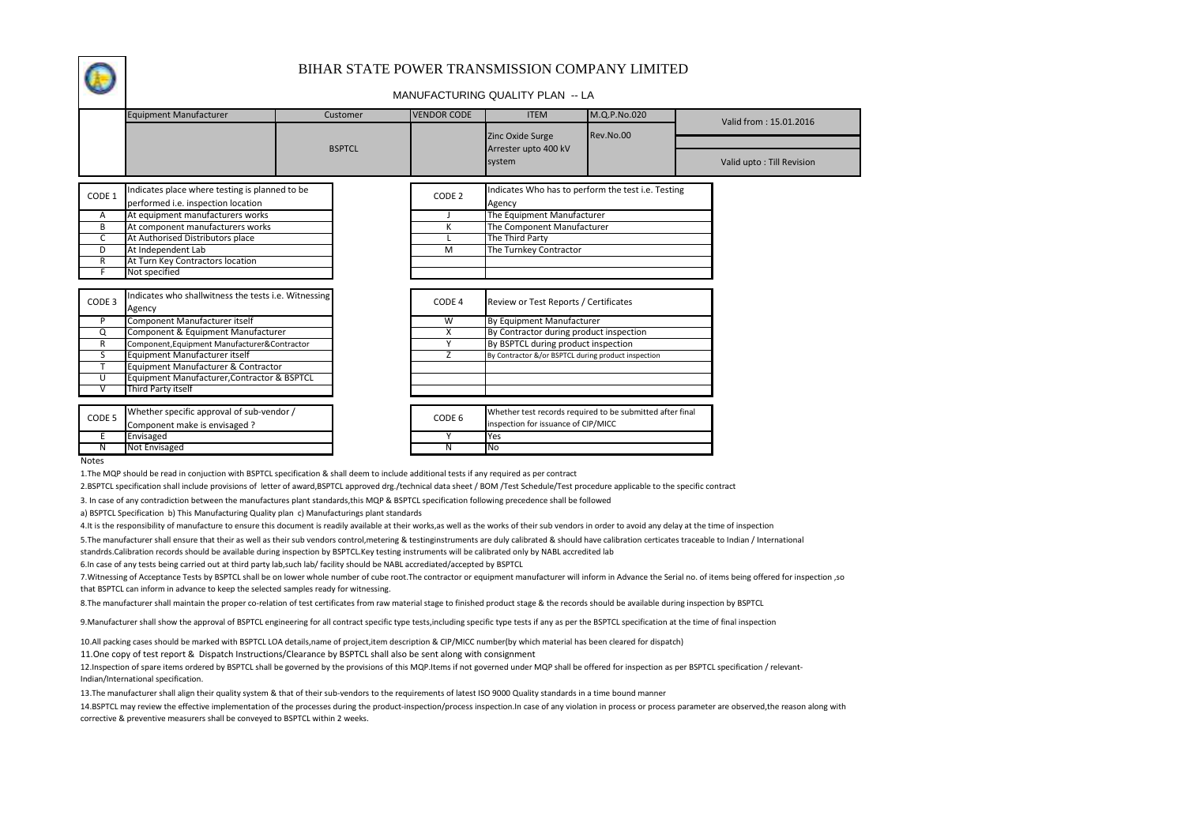# BIHAR STATE POWER TRANSMISSION COMPANY LIMITED

## MANUFACTURING QUALITY PLAN -- LA

| Equipment Manufacturer | Customer | VENDOR CODE | ITEM | M.Q.P.No.020 | Valid from : 15.01.2016 |
|---|---|---|---|---|---|
| | BSPTCL | | Zinc Oxide Surge Arrester upto 400 kV system | Rev.No.00 | Valid upto : Till Revision |

| CODE 1 | Indicates place where testing is planned to be performed i.e. inspection location |
|---|---|
| A | At equipment manufacturers works |
| B | At component manufacturers works |
| C | At Authorised Distributors place |
| D | At Independent Lab |
| R | At Turn Key Contractors location |
| F | Not specified |

| CODE 2 | Indicates Who has to perform the test i.e. Testing Agency |
|---|---|
| J | The Equipment Manufacturer |
| K | The Component Manufacturer |
| L | The Third Party |
| M | The Turnkey Contractor |

| CODE 3 | Indicates who shallwitness the tests i.e. Witnessing Agency |
|---|---|
| P | Component Manufacturer itself |
| Q | Component & Equipment Manufacturer |
| R | Component,Equipment Manufacturer&Contractor |
| S | Equipment Manufacturer itself |
| T | Equipment Manufacturer & Contractor |
| U | Equipment Manufacturer,Contractor & BSPTCL |
| V | Third Party itself |

| CODE 4 | Review or Test Reports / Certificates |
|---|---|
| W | By Equipment Manufacturer |
| X | By Contractor during product inspection |
| Y | By BSPTCL during product inspection |
| Z | By Contractor &/or BSPTCL during product inspection |

| CODE 5 | Whether specific approval of sub-vendor / Component make is envisaged ? |
|---|---|
| E | Envisaged |
| N | Not Envisaged |

| CODE 6 | Whether test records required to be submitted after final inspection for issuance of CIP/MICC |
|---|---|
| Y | Yes |
| N | No |

Notes

1.The MQP should be read in conjuction with BSPTCL specification & shall deem to include additional tests if any required as per contract

2.BSPTCL specification shall include provisions of letter of award,BSPTCL approved drg./technical data sheet / BOM /Test Schedule/Test procedure applicable to the specific contract

3. In case of any contradiction between the manufactures plant standards,this MQP & BSPTCL specification following precedence shall be followed

a) BSPTCL Specification b) This Manufacturing Quality plan c) Manufacturings plant standards

4.It is the responsibility of manufacture to ensure this document is readily available at their works,as well as the works of their sub vendors in order to avoid any delay at the time of inspection

5.The manufacturer shall ensure that their as well as their sub vendors control,metering & testinginstruments are duly calibrated & should have calibration certicates traceable to Indian / International standrds.Calibration records should be available during inspection by BSPTCL.Key testing instruments will be calibrated only by NABL accredited lab

6.In case of any tests being carried out at third party lab,such lab/ facility should be NABL accrediated/accepted by BSPTCL

7.Witnessing of Acceptance Tests by BSPTCL shall be on lower whole number of cube root.The contractor or equipment manufacturer will inform in Advance the Serial no. of items being offered for inspection ,so that BSPTCL can inform in advance to keep the selected samples ready for witnessing.

8.The manufacturer shall maintain the proper co-relation of test certificates from raw material stage to finished product stage & the records should be available during inspection by BSPTCL

9.Manufacturer shall show the approval of BSPTCL engineering for all contract specific type tests,including specific type tests if any as per the BSPTCL specification at the time of final inspection

10.All packing cases should be marked with BSPTCL LOA details,name of project,item description & CIP/MICC number(by which material has been cleared for dispatch)

11.One copy of test report & Dispatch Instructions/Clearance by BSPTCL shall also be sent along with consignment

12.Inspection of spare items ordered by BSPTCL shall be governed by the provisions of this MQP.Items if not governed under MQP shall be offered for inspection as per BSPTCL specification / relevant-Indian/International specification.

13.The manufacturer shall align their quality system & that of their sub-vendors to the requirements of latest ISO 9000 Quality standards in a time bound manner

14.BSPTCL may review the effective implementation of the processes during the product-inspection/process inspection.In case of any violation in process or process parameter are observed,the reason along with corrective & preventive measurers shall be conveyed to BSPTCL within 2 weeks.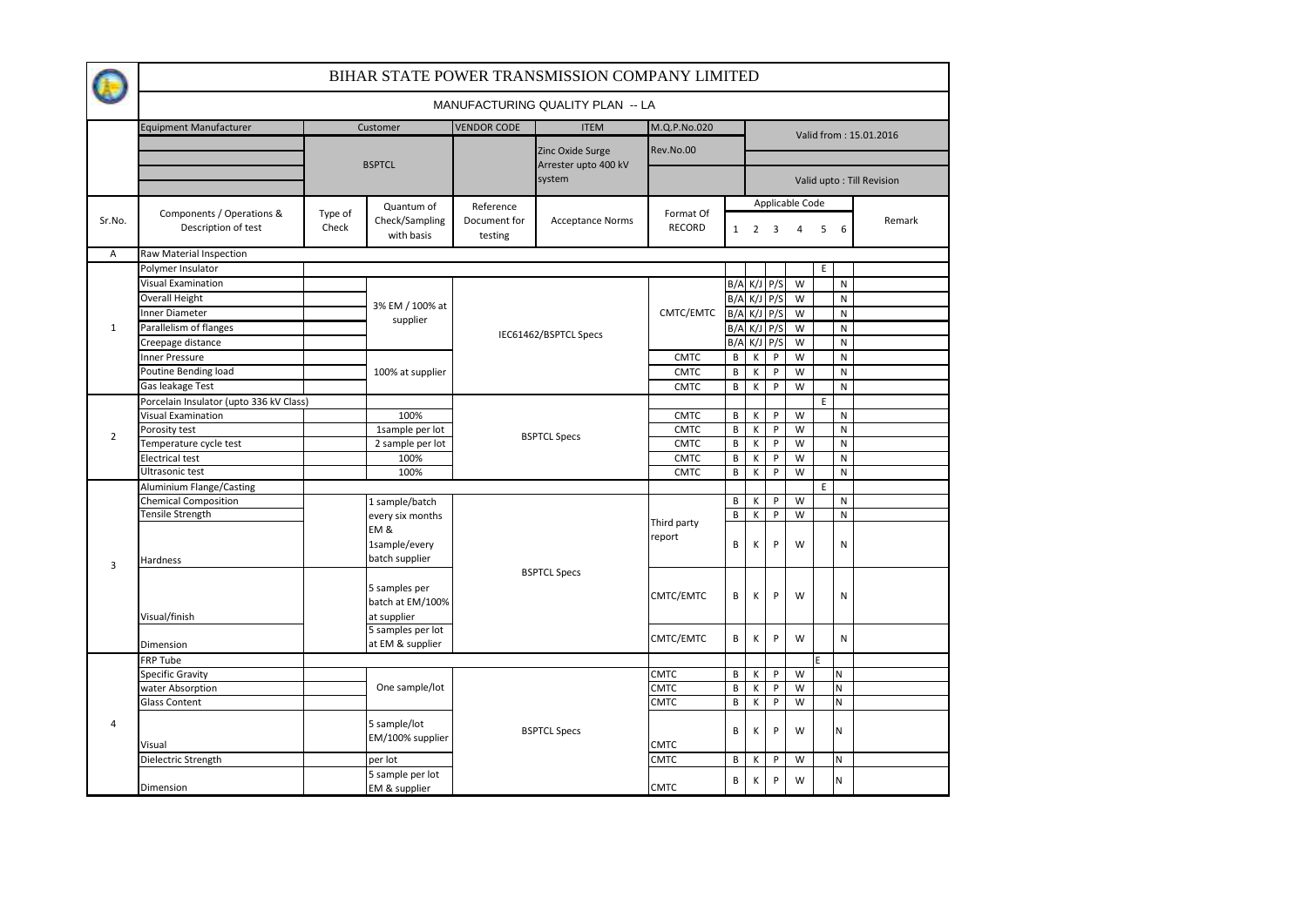# BIHAR STATE POWER TRANSMISSION COMPANY LIMITED

## MANUFACTURING QUALITY PLAN -- LA

| Equipment Manufacturer | Customer | VENDOR CODE | ITEM | M.Q.P.No.020 | Valid from : 15.01.2016 |
|---|---|---|---|---|---|
| | BSPTCL | | Zinc Oxide Surge Arrester upto 400 kV system | Rev.No.00 | Valid upto : Till Revision |

| Sr.No. | Components / Operations & Description of test | Type of Check | Quantum of Check/Sampling with basis | Reference Document for testing | Acceptance Norms | Format Of RECORD | Applicable Code 1 | 2 | 3 | 4 | 5 | 6 | Remark |
|---|---|---|---|---|---|---|---|---|---|---|---|---|---|
| A | Raw Material Inspection | | | | | | | | | | | | |
| 1 | Polymer Insulator | | | | | | | | | | E | | |
| | Visual Examination | | 3% EM / 100% at supplier | IEC61462/BSPTCL Specs | | CMTC/EMTC | B/A | K/J | P/S | W | | N | |
| | Overall Height | | 3% EM / 100% at supplier | IEC61462/BSPTCL Specs | | CMTC/EMTC | B/A | K/J | P/S | W | | N | |
| | Inner Diameter | | 3% EM / 100% at supplier | IEC61462/BSPTCL Specs | | CMTC/EMTC | B/A | K/J | P/S | W | | N | |
| | Parallelism of flanges | | 3% EM / 100% at supplier | IEC61462/BSPTCL Specs | | CMTC/EMTC | B/A | K/J | P/S | W | | N | |
| | Creepage distance | | 3% EM / 100% at supplier | IEC61462/BSPTCL Specs | | CMTC/EMTC | B/A | K/J | P/S | W | | N | |
| | Inner Pressure | | 100% at supplier | IEC61462/BSPTCL Specs | | CMTC | B | K | P | W | | N | |
| | Poutine Bending load | | 100% at supplier | IEC61462/BSPTCL Specs | | CMTC | B | K | P | W | | N | |
| | Gas leakage Test | | 100% at supplier | IEC61462/BSPTCL Specs | | CMTC | B | K | P | W | | N | |
| 2 | Porcelain Insulator (upto 336 kV Class) | | | | | | | | | | E | | |
| | Visual Examination | | 100% | BSPTCL Specs | | CMTC | B | K | P | W | | N | |
| | Porosity test | | 1sample per lot | BSPTCL Specs | | CMTC | B | K | P | W | | N | |
| | Temperature cycle test | | 2 sample per lot | BSPTCL Specs | | CMTC | B | K | P | W | | N | |
| | Electrical test | | 100% | BSPTCL Specs | | CMTC | B | K | P | W | | N | |
| | Ultrasonic test | | 100% | BSPTCL Specs | | CMTC | B | K | P | W | | N | |
| 3 | Aluminium Flange/Casting | | | | | | | | | | E | | |
| | Chemical Composition | | 1 sample/batch every six months EM & 1sample/every batch supplier | BSPTCL Specs | | Third party report | B | K | P | W | | N | |
| | Tensile Strength | | 1 sample/batch every six months EM & 1sample/every batch supplier | BSPTCL Specs | | Third party report | B | K | P | W | | N | |
| | Hardness | | 1 sample/batch every six months EM & 1sample/every batch supplier | BSPTCL Specs | | Third party report | B | K | P | W | | N | |
| | Visual/finish | | 5 samples per batch at EM/100% at supplier | BSPTCL Specs | | CMTC/EMTC | B | K | P | W | | N | |
| | Dimension | | 5 samples per lot at EM & supplier | BSPTCL Specs | | CMTC/EMTC | B | K | P | W | | N | |
| 4 | FRP Tube | | | | | | | | | | E | | |
| | Specific Gravity | | One sample/lot | BSPTCL Specs | | CMTC | B | K | P | W | | N | |
| | water Absorption | | One sample/lot | BSPTCL Specs | | CMTC | B | K | P | W | | N | |
| | Glass Content | | One sample/lot | BSPTCL Specs | | CMTC | B | K | P | W | | N | |
| | Visual | | 5 sample/lot EM/100% supplier | BSPTCL Specs | | CMTC | B | K | P | W | | N | |
| | Dielectric Strength | | per lot | BSPTCL Specs | | CMTC | B | K | P | W | | N | |
| | Dimension | | 5 sample per lot EM & supplier | BSPTCL Specs | | CMTC | B | K | P | W | | N | |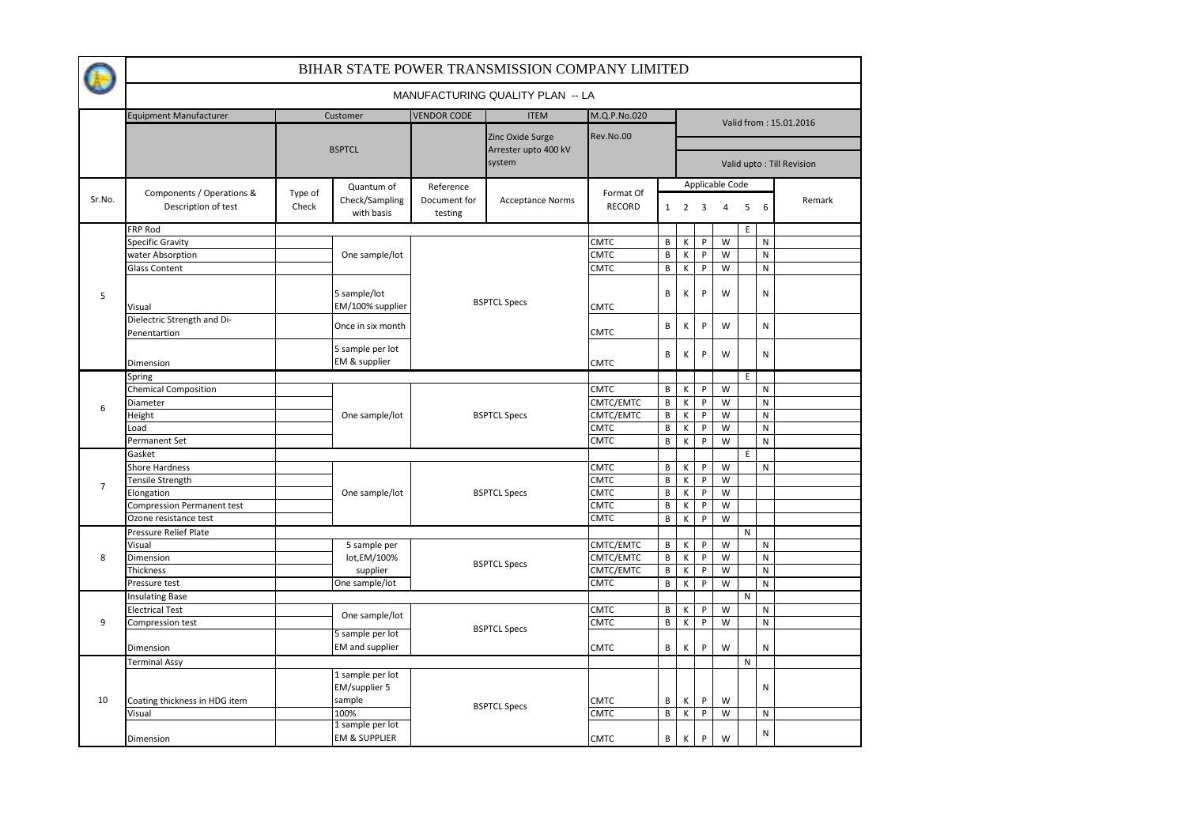# BIHAR STATE POWER TRANSMISSION COMPANY LIMITED

## MANUFACTURING QUALITY PLAN -- LA

| Equipment Manufacturer | Customer | VENDOR CODE | ITEM | M.Q.P.No.020 | Valid from : 15.01.2016 |
|---|---|---|---|---|---|
| | BSPTCL | | Zinc Oxide Surge Arrester upto 400 kV system | Rev.No.00 | Valid upto : Till Revision |

| Sr.No. | Components / Operations & Description of test | Type of Check | Quantum of Check/Sampling with basis | Reference Document for testing | Acceptance Norms | Format Of RECORD | 1 | 2 | 3 | 4 | 5 | 6 | Remark |
|---|---|---|---|---|---|---|---|---|---|---|---|---|---|
| | | | | | | | Applicable Code | | | | | | |
| 5 | FRP Rod | | | | | | | | | | E | | |
| | Specific Gravity | | One sample/lot | | BSPTCL Specs | CMTC | B | K | P | W | | N | |
| | water Absorption | | | | | CMTC | B | K | P | W | | N | |
| | Glass Content | | | | | CMTC | B | K | P | W | | N | |
| | Visual | | 5 sample/lot EM/100% supplier | | | CMTC | B | K | P | W | | N | |
| | Dielectric Strength and Di-Penentartion | | Once in six month | | | CMTC | B | K | P | W | | N | |
| | Dimension | | 5 sample per lot EM & supplier | | | CMTC | B | K | P | W | | N | |
| 6 | Spring | | | | | | | | | | E | | |
| | Chemical Composition | | One sample/lot | | BSPTCL Specs | CMTC | B | K | P | W | | N | |
| | Diameter | | | | | CMTC/EMTC | B | K | P | W | | N | |
| | Height | | | | | CMTC/EMTC | B | K | P | W | | N | |
| | Load | | | | | CMTC | B | K | P | W | | N | |
| | Permanent Set | | | | | CMTC | B | K | P | W | | N | |
| 7 | Gasket | | | | | | | | | | E | | |
| | Shore Hardness | | One sample/lot | | BSPTCL Specs | CMTC | B | K | P | W | | N | |
| | Tensile Strength | | | | | CMTC | B | K | P | W | | | |
| | Elongation | | | | | CMTC | B | K | P | W | | | |
| | Compression Permanent test | | | | | CMTC | B | K | P | W | | | |
| | Ozone resistance test | | | | | CMTC | B | K | P | W | | | |
| 8 | Pressure Relief Plate | | | | | | | | | | N | | |
| | Visual | | 5 sample per lot,EM/100% supplier | | BSPTCL Specs | CMTC/EMTC | B | K | P | W | | N | |
| | Dimension | | | | | CMTC/EMTC | B | K | P | W | | N | |
| | Thickness | | | | | CMTC/EMTC | B | K | P | W | | N | |
| | Pressure test | | One sample/lot | | | CMTC | B | K | P | W | | N | |
| 9 | Insulating Base | | | | | | | | | | N | | |
| | Electrical Test | | One sample/lot | | BSPTCL Specs | CMTC | B | K | P | W | | N | |
| | Compression test | | | | | CMTC | B | K | P | W | | N | |
| | Dimension | | 5 sample per lot EM and supplier | | | CMTC | B | K | P | W | | N | |
| 10 | Terminal Assy | | | | | | | | | | N | | |
| | Coating thickness in HDG item | | 1 sample per lot EM/supplier 5 sample | | BSPTCL Specs | CMTC | B | K | P | W | | N | |
| | Visual | | 100% | | | CMTC | B | K | P | W | | N | |
| | Dimension | | 1 sample per lot EM & SUPPLIER | | | CMTC | B | K | P | W | | N | |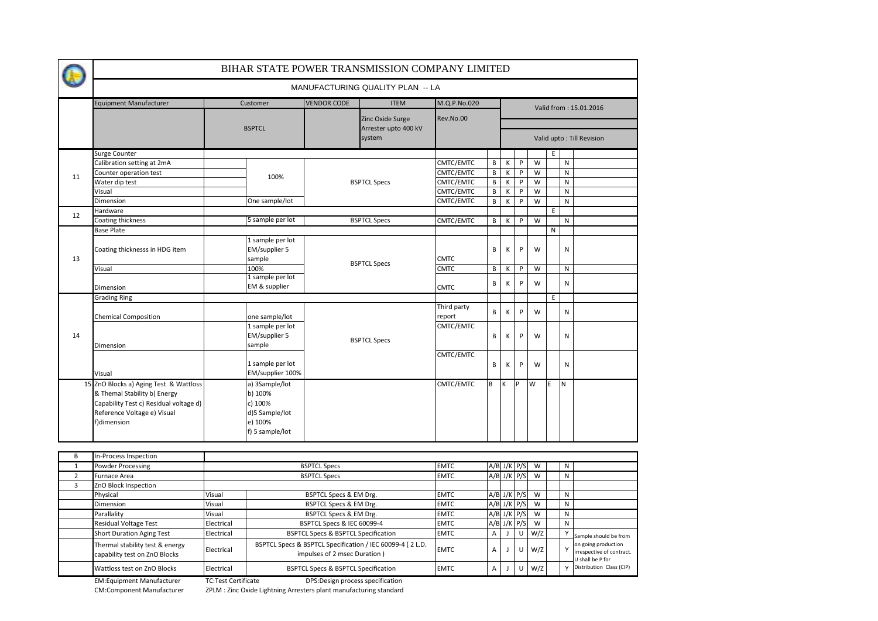# BIHAR STATE POWER TRANSMISSION COMPANY LIMITED

## MANUFACTURING QUALITY PLAN -- LA

| Equipment Manufacturer | Customer | VENDOR CODE | ITEM | M.Q.P.No.020 | Valid from : 15.01.2016 |
|---|---|---|---|---|---|
| | BSPTCL | | Zinc Oxide Surge Arrester upto 400 kV system | Rev.No.00 | Valid upto : Till Revision |

| Sl. | Item | | | | | | | | | | | | |
|---|---|---|---|---|---|---|---|---|---|---|---|---|---|
| 11 | Surge Counter | | | | | | | | | | E | | |
| | Calibration setting at 2mA | | 100% | BSPTCL Specs | CMTC/EMTC | B | K | P | W | | N | |
| | Counter operation test | | 100% | BSPTCL Specs | CMTC/EMTC | B | K | P | W | | N | |
| | Water dip test | | 100% | BSPTCL Specs | CMTC/EMTC | B | K | P | W | | N | |
| | Visual | | 100% | BSPTCL Specs | CMTC/EMTC | B | K | P | W | | N | |
| | Dimension | | One sample/lot | BSPTCL Specs | CMTC/EMTC | B | K | P | W | | N | |
| 12 | Hardware | | | | | | | | | E | | |
| | Coating thickness | | 5 sample per lot | BSPTCL Specs | CMTC/EMTC | B | K | P | W | | N | |
| 13 | Base Plate | | | | | | | | | N | | |
| | Coating thicknesss in HDG item | | 1 sample per lot EM/supplier 5 sample | BSPTCL Specs | CMTC | B | K | P | W | | N | |
| | Visual | | 100% | BSPTCL Specs | CMTC | B | K | P | W | | N | |
| | Dimension | | 1 sample per lot EM & supplier | BSPTCL Specs | CMTC | B | K | P | W | | N | |
| 14 | Grading Ring | | | | | | | | | E | | |
| | Chemical Composition | | one sample/lot | BSPTCL Specs | Third party report | B | K | P | W | | N | |
| | Dimension | | 1 sample per lot EM/supplier 5 sample | BSPTCL Specs | CMTC/EMTC | B | K | P | W | | N | |
| | Visual | | 1 sample per lot EM/supplier 100% | BSPTCL Specs | CMTC/EMTC | B | K | P | W | | N | |
| 15 | ZnO Blocks a) Aging Test & Wattloss & Themal Stability b) Energy Capability Test c) Residual voltage d) Reference Voltage e) Visual f)dimension | | a) 3Sample/lot b) 100% c) 100% d)5 Sample/lot e) 100% f) 5 sample/lot | | CMTC/EMTC | B | K | P | W | E | N | |

| Sl. | Item | Type | Reference | Record | | | | | | | Remarks |
|---|---|---|---|---|---|---|---|---|---|---|---|
| B | In-Process Inspection | | | | | | | | | | |
| 1 | Powder Processing | | BSPTCL Specs | EMTC | A/B | J/K | P/S | W | | N | |
| 2 | Furnace Area | | BSPTCL Specs | EMTC | A/B | J/K | P/S | W | | N | |
| 3 | ZnO Block Inspection | | | | | | | | | | |
| | Physical | Visual | BSPTCL Specs & EM Drg. | EMTC | A/B | J/K | P/S | W | | N | |
| | Dimension | Visual | BSPTCL Specs & EM Drg. | EMTC | A/B | J/K | P/S | W | | N | |
| | Parallality | Visual | BSPTCL Specs & EM Drg. | EMTC | A/B | J/K | P/S | W | | N | |
| | Residual Voltage Test | Electrical | BSPTCL Specs & IEC 60099-4 | EMTC | A/B | J/K | P/S | W | | N | |
| | Short Duration Aging Test | Electrical | BSPTCL Specs & BSPTCL Specification | EMTC | A | J | U | W/Z | | Y | Sample should be from on going production irrespective of contract. U shall be P for Distribution Class (CIP) |
| | Thermal stability test & energy capability test on ZnO Blocks | Electrical | BSPTCL Specs & BSPTCL Specification / IEC 60099-4 ( 2 L.D. impulses of 2 msec Duration ) | EMTC | A | J | U | W/Z | | Y | |
| | Wattloss test on ZnO Blocks | Electrical | BSPTCL Specs & BSPTCL Specification | EMTC | A | J | U | W/Z | | Y | |

EM:Equipment Manufacturer TC:Test Certificate DPS:Design process specification

CM:Component Manufacturer ZPLM : Zinc Oxide Lightning Arresters plant manufacturing standard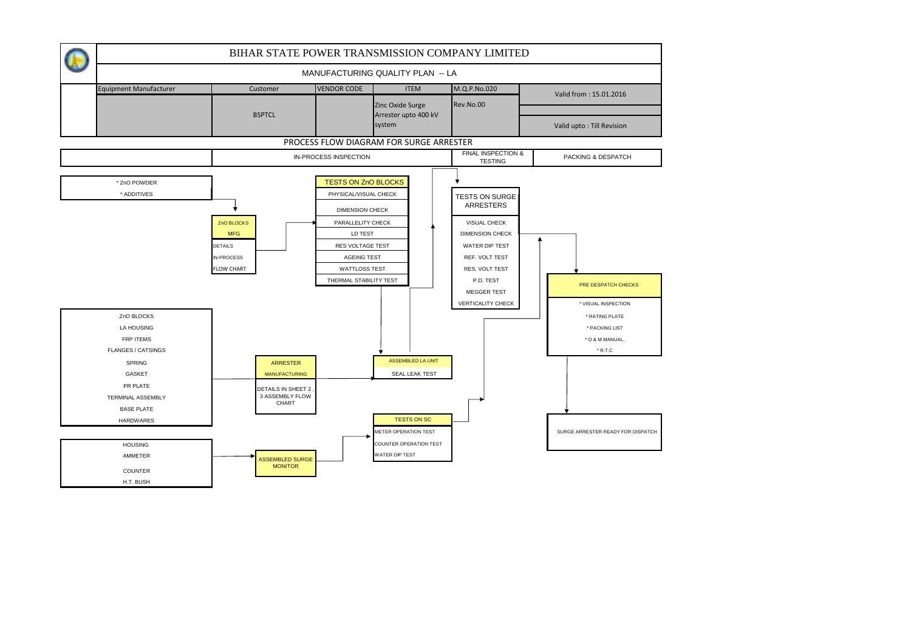# BIHAR STATE POWER TRANSMISSION COMPANY LIMITED

## MANUFACTURING QUALITY PLAN -- LA

| Equipment Manufacturer | Customer | VENDOR CODE | ITEM | M.Q.P.No.020 | Valid from : 15.01.2016 |
|---|---|---|---|---|---|
| | BSPTCL | | Zinc Oxide Surge Arrester upto 400 kV system | Rev.No.00 | Valid upto : Till Revision |

### PROCESS FLOW DIAGRAM FOR SURGE ARRESTER

| | IN-PROCESS INSPECTION | FINAL INSPECTION & TESTING | PACKING & DESPATCH |
|---|---|---|---|

**Raw materials:**
- * ZnO POWDER
- * ADDITIVES

→ **ZnO BLOCKS MFG**
DETAILS IN-PROCESS FLOW CHART

→ **TESTS ON ZnO BLOCKS**
- PHYSICAL/VISUAL CHECK
- DIMENSION CHECK
- PARALLELITY CHECK
- LD TEST
- RES VOLTAGE TEST
- AGEING TEST
- WATTLOSS TEST
- THERMAL STABILITY TEST

**Components:**
- ZnO BLOCKS
- LA HOUSING
- FRP ITEMS
- FLANGES / CATSINGS
- SPRING
- GASKET
- PR PLATE
- TERMINAL ASSEMBLY
- BASE PLATE
- HARDWARES

→ **ARRESTER MANUFACTURING**
DETAILS IN SHEET 2 , 3 ASSEMBLY FLOW CHART

→ **ASSEMBLED LA UNIT**
- SEAL LEAK TEST

**Surge monitor components:**
- HOUSING
- AMMETER
- COUNTER
- H.T. BUSH

→ **ASSEMBLED SURGE MONITOR**

→ **TESTS ON SC**
- METER OPERATION TEST
- COUNTER OPERATION TEST
- WATER DIP TEST

**TESTS ON SURGE ARRESTERS**
- VISUAL CHECK
- DIMENSION CHECK
- WATER DIP TEST
- REF. VOLT TEST
- RES. VOLT TEST
- P.D. TEST
- MEGGER TEST
- VERTICALITY CHECK

**PRE DESPATCH CHECKS**
- * VISUAL INSPECTION
- * RATING PLATE
- * PACKING LIST
- * O & M MANUAL.
- * R.T.C

→ **SURGE ARRESTER READY FOR DISPATCH**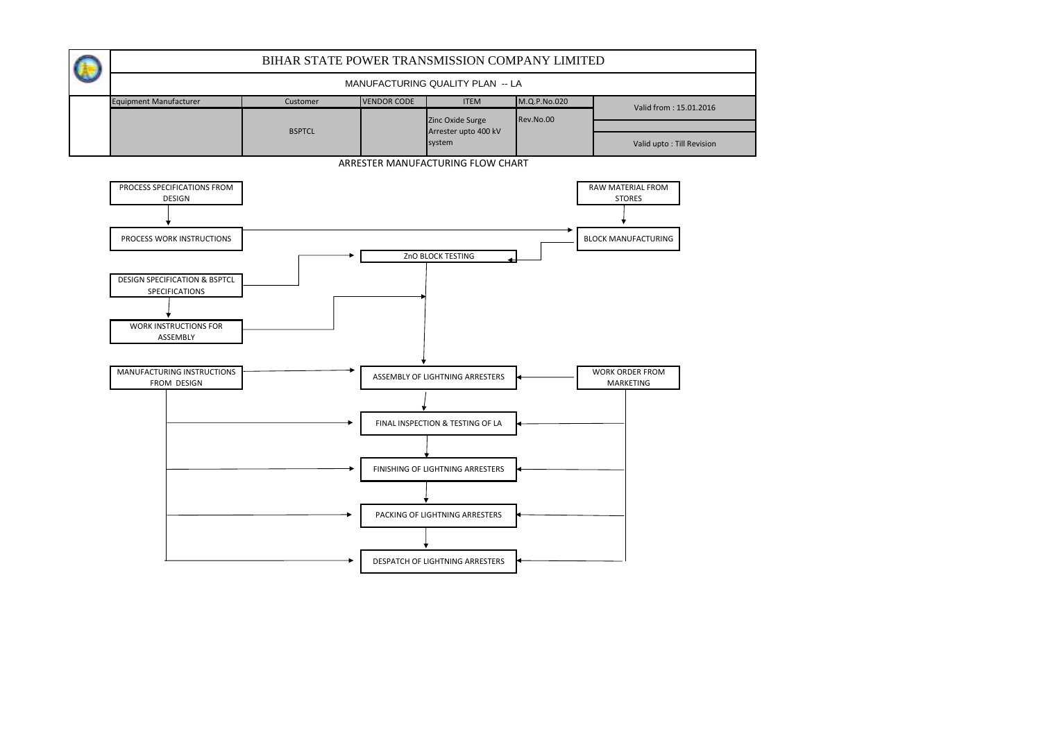# BIHAR STATE POWER TRANSMISSION COMPANY LIMITED

## MANUFACTURING QUALITY PLAN -- LA

| Equipment Manufacturer | Customer | VENDOR CODE | ITEM | M.Q.P.No.020 | Valid from : 15.01.2016 |
|---|---|---|---|---|---|
| | BSPTCL | | Zinc Oxide Surge Arrester upto 400 kV system | Rev.No.00 | Valid upto : Till Revision |

### ARRESTER MANUFACTURING FLOW CHART

- PROCESS SPECIFICATIONS FROM DESIGN → PROCESS WORK INSTRUCTIONS
- PROCESS WORK INSTRUCTIONS → BLOCK MANUFACTURING
- RAW MATERIAL FROM STORES → BLOCK MANUFACTURING
- BLOCK MANUFACTURING → ZnO BLOCK TESTING
- DESIGN SPECIFICATION & BSPTCL SPECIFICATIONS → ZnO BLOCK TESTING
- DESIGN SPECIFICATION & BSPTCL SPECIFICATIONS → WORK INSTRUCTIONS FOR ASSEMBLY
- WORK INSTRUCTIONS FOR ASSEMBLY → ASSEMBLY OF LIGHTNING ARRESTERS
- ZnO BLOCK TESTING → ASSEMBLY OF LIGHTNING ARRESTERS
- MANUFACTURING INSTRUCTIONS FROM DESIGN → ASSEMBLY OF LIGHTNING ARRESTERS, FINAL INSPECTION & TESTING OF LA, FINISHING OF LIGHTNING ARRESTERS, PACKING OF LIGHTNING ARRESTERS, DESPATCH OF LIGHTNING ARRESTERS
- WORK ORDER FROM MARKETING → ASSEMBLY OF LIGHTNING ARRESTERS, FINAL INSPECTION & TESTING OF LA, FINISHING OF LIGHTNING ARRESTERS, PACKING OF LIGHTNING ARRESTERS, DESPATCH OF LIGHTNING ARRESTERS
- ASSEMBLY OF LIGHTNING ARRESTERS → FINAL INSPECTION & TESTING OF LA → FINISHING OF LIGHTNING ARRESTERS → PACKING OF LIGHTNING ARRESTERS → DESPATCH OF LIGHTNING ARRESTERS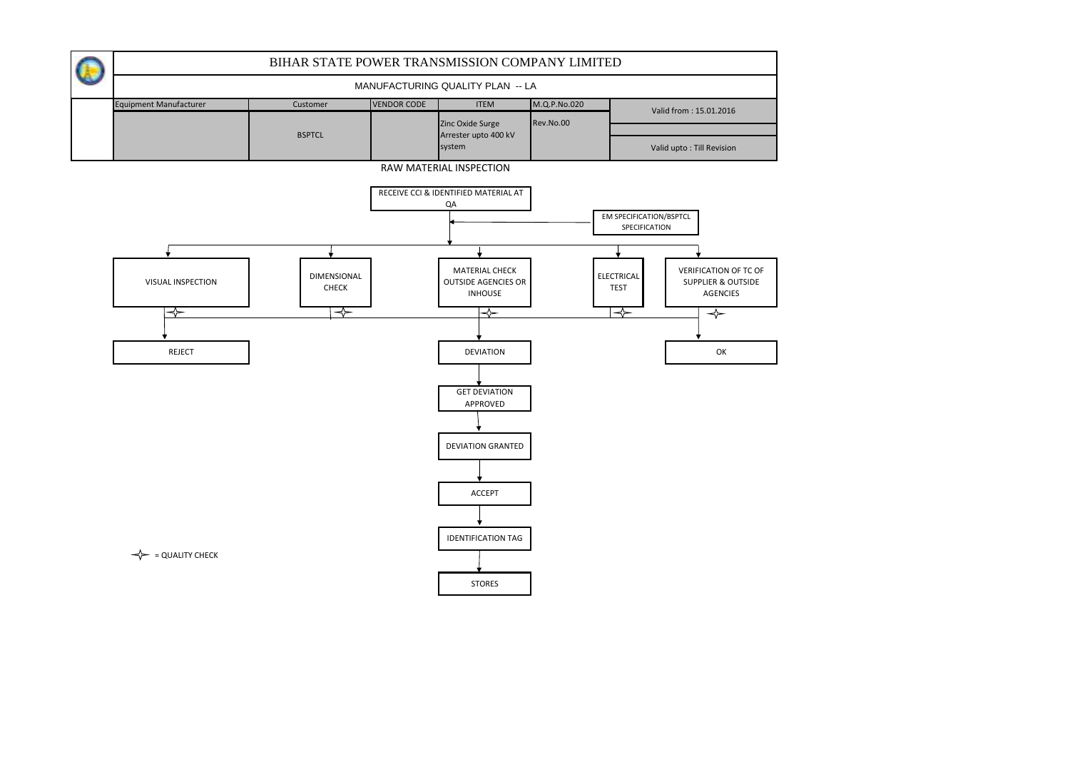# BIHAR STATE POWER TRANSMISSION COMPANY LIMITED

## MANUFACTURING QUALITY PLAN -- LA

| Equipment Manufacturer | Customer | VENDOR CODE | ITEM | M.Q.P.No.020 | Valid from : 15.01.2016 |
|---|---|---|---|---|---|
| | BSPTCL | | Zinc Oxide Surge Arrester upto 400 kV system | Rev.No.00 | Valid upto : Till Revision |

### RAW MATERIAL INSPECTION

RECEIVE CCI & IDENTIFIED MATERIAL AT QA

EM SPECIFICATION/BSPTCL SPECIFICATION

- VISUAL INSPECTION ✧
- DIMENSIONAL CHECK ✧
- MATERIAL CHECK OUTSIDE AGENCIES OR INHOUSE ✧
- ELECTRICAL TEST ✧
- VERIFICATION OF TC OF SUPPLIER & OUTSIDE AGENCIES ✧

REJECT

DEVIATION → GET DEVIATION APPROVED → DEVIATION GRANTED → ACCEPT → IDENTIFICATION TAG → STORES

OK

✧ = QUALITY CHECK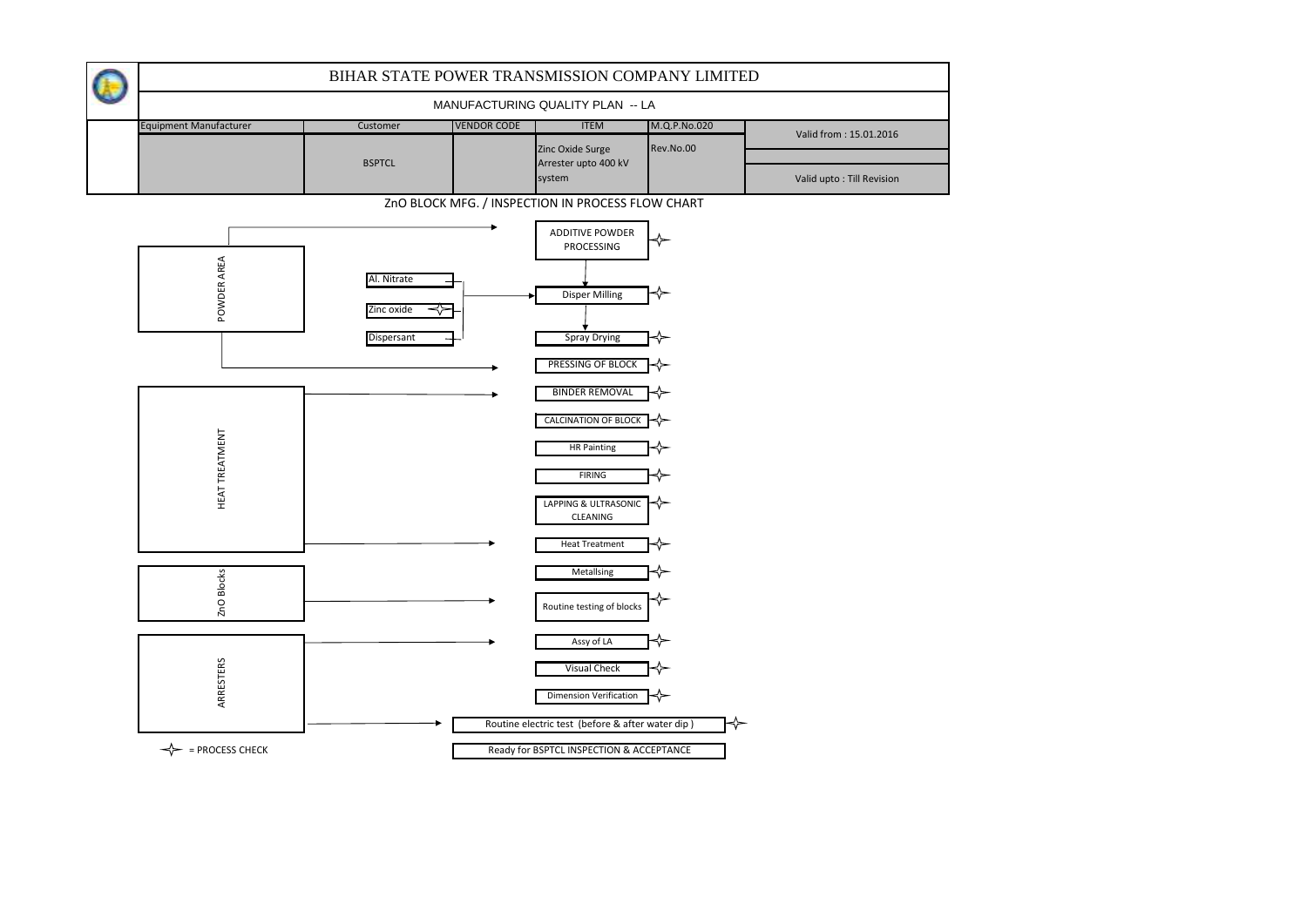# BIHAR STATE POWER TRANSMISSION COMPANY LIMITED

## MANUFACTURING QUALITY PLAN -- LA

| Equipment Manufacturer | Customer | VENDOR CODE | ITEM | M.Q.P.No.020 | Valid from : 15.01.2016 |
|---|---|---|---|---|---|
| | BSPTCL | | Zinc Oxide Surge Arrester upto 400 kV system | Rev.No.00 | Valid upto : Till Revision |

### ZnO BLOCK MFG. / INSPECTION IN PROCESS FLOW CHART

**POWDER AREA**

- Al. Nitrate, Zinc oxide ✧, Dispersant → Disper Milling
- ADDITIVE POWDER PROCESSING ✧
- Disper Milling ✧
- Spray Drying ✧
- PRESSING OF BLOCK ✧

**HEAT TREATMENT**

- BINDER REMOVAL ✧
- CALCINATION OF BLOCK ✧
- HR Painting ✧
- FIRING ✧
- LAPPING & ULTRASONIC CLEANING ✧
- Heat Treatment ✧

**ZnO Blocks**

- Metallsing ✧
- Routine testing of blocks ✧

**ARRESTERS**

- Assy of LA ✧
- Visual Check ✧
- Dimension Verification ✧
- Routine electric test (before & after water dip ) ✧
- Ready for BSPTCL INSPECTION & ACCEPTANCE

✧ = PROCESS CHECK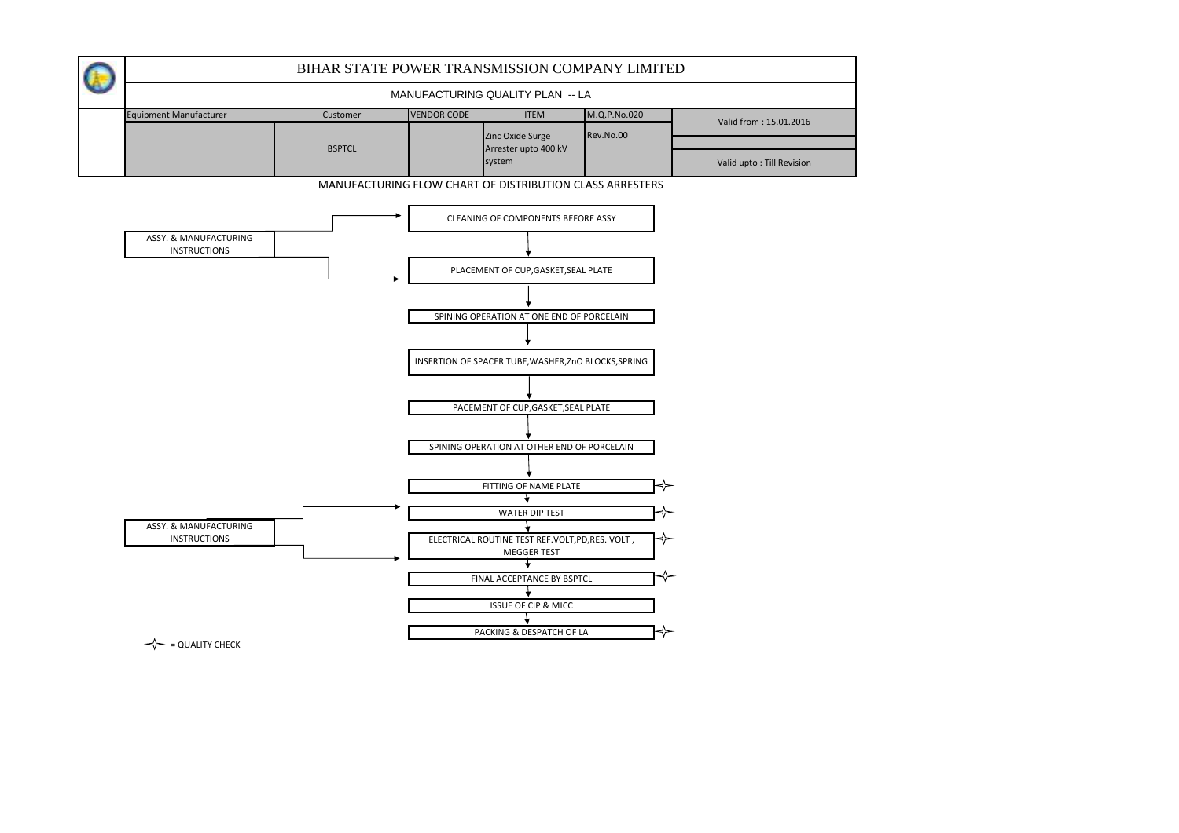# BIHAR STATE POWER TRANSMISSION COMPANY LIMITED

## MANUFACTURING QUALITY PLAN -- LA

| Equipment Manufacturer | Customer | VENDOR CODE | ITEM | M.Q.P.No.020 | Valid from : 15.01.2016 |
|---|---|---|---|---|---|
| | BSPTCL | | Zinc Oxide Surge Arrester upto 400 kV system | Rev.No.00 | Valid upto : Till Revision |

### MANUFACTURING FLOW CHART OF DISTRIBUTION CLASS ARRESTERS

ASSY. & MANUFACTURING INSTRUCTIONS → (applies to the first two steps)

1. CLEANING OF COMPONENTS BEFORE ASSY
2. PLACEMENT OF CUP,GASKET,SEAL PLATE
3. SPINING OPERATION AT ONE END OF PORCELAIN
4. INSERTION OF SPACER TUBE,WASHER,ZnO BLOCKS,SPRING
5. PACEMENT OF CUP,GASKET,SEAL PLATE
6. SPINING OPERATION AT OTHER END OF PORCELAIN
7. FITTING OF NAME PLATE ✧
8. WATER DIP TEST ✧
9. ELECTRICAL ROUTINE TEST REF.VOLT,PD,RES. VOLT , MEGGER TEST ✧
10. FINAL ACCEPTANCE BY BSPTCL ✧
11. ISSUE OF CIP & MICC
12. PACKING & DESPATCH OF LA ✧

ASSY. & MANUFACTURING INSTRUCTIONS → (applies to WATER DIP TEST and ELECTRICAL ROUTINE TEST)

✧ = QUALITY CHECK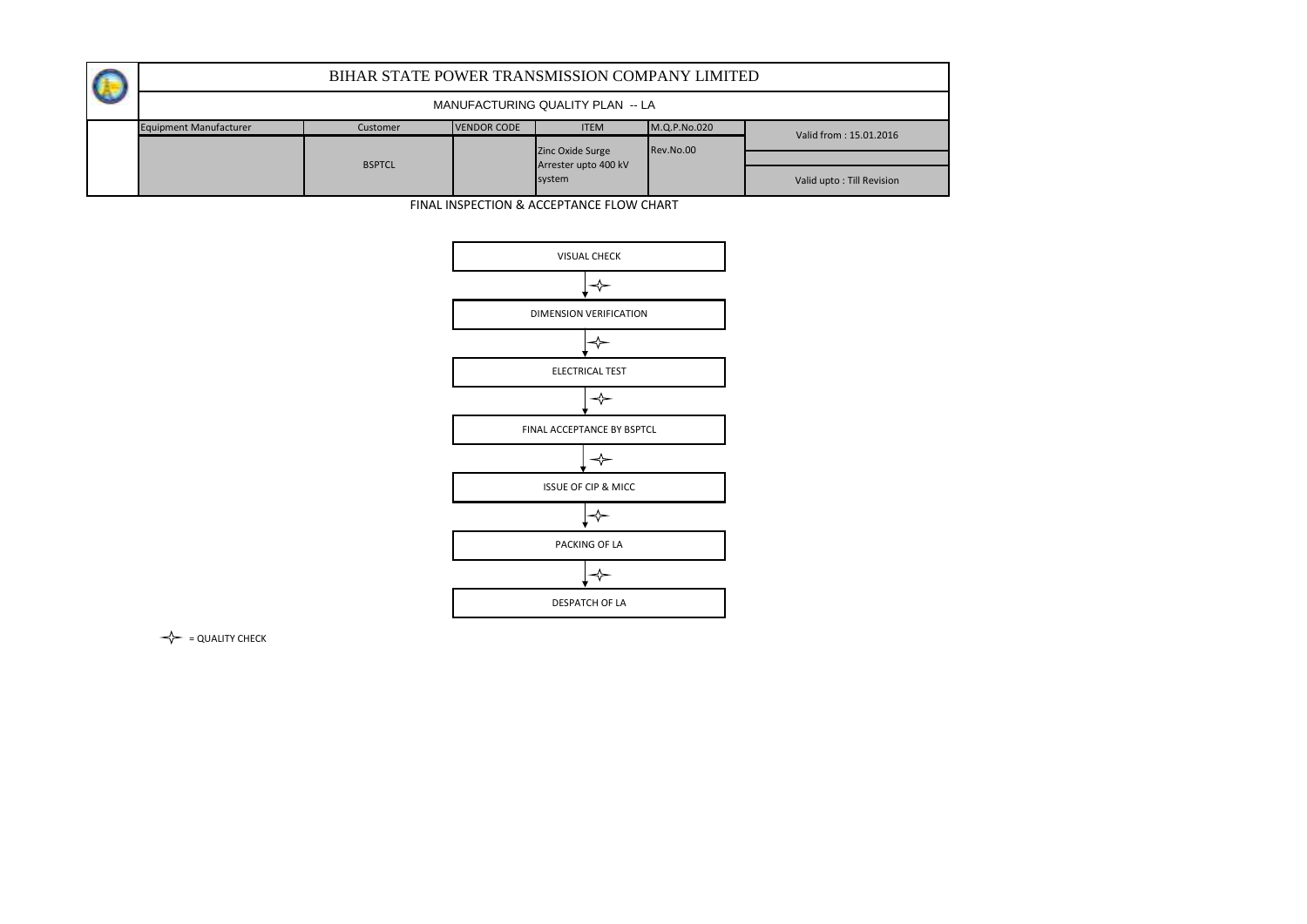# BIHAR STATE POWER TRANSMISSION COMPANY LIMITED

## MANUFACTURING QUALITY PLAN -- LA

| Equipment Manufacturer | Customer | VENDOR CODE | ITEM | M.Q.P.No.020 | Valid from : 15.01.2016 |
|---|---|---|---|---|---|
| | BSPTCL | | Zinc Oxide Surge Arrester upto 400 kV system | Rev.No.00 | Valid upto : Till Revision |

FINAL INSPECTION & ACCEPTANCE FLOW CHART

VISUAL CHECK

↓ ✧

DIMENSION VERIFICATION

↓ ✧

ELECTRICAL TEST

↓ ✧

FINAL ACCEPTANCE BY BSPTCL

↓ ✧

ISSUE OF CIP & MICC

↓ ✧

PACKING OF LA

↓ ✧

DESPATCH OF LA

✧ = QUALITY CHECK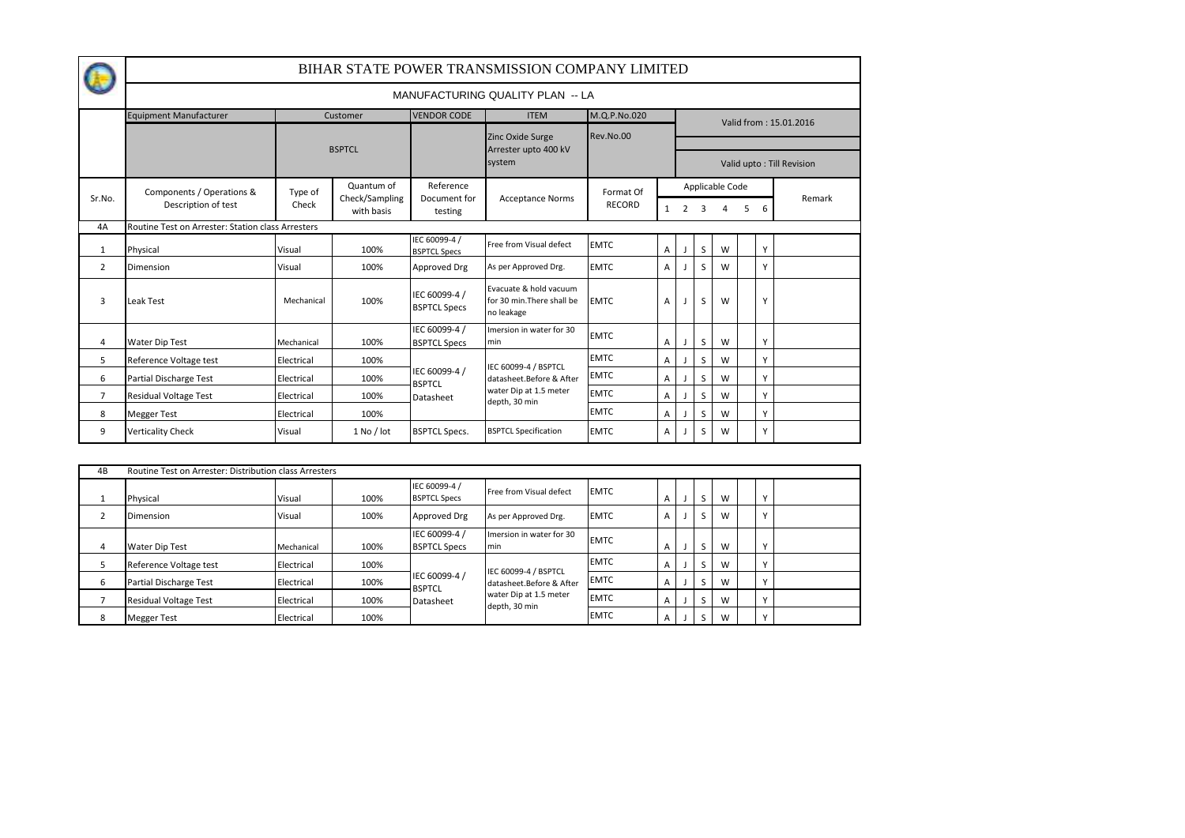# BIHAR STATE POWER TRANSMISSION COMPANY LIMITED

## MANUFACTURING QUALITY PLAN -- LA

| Equipment Manufacturer | Customer | VENDOR CODE | ITEM | M.Q.P.No.020 | Valid from : 15.01.2016 |
|---|---|---|---|---|---|
| | BSPTCL | | Zinc Oxide Surge Arrester upto 400 kV system | Rev.No.00 | Valid upto : Till Revision |

| Sr.No. | Components / Operations & Description of test | Type of Check | Quantum of Check/Sampling with basis | Reference Document for testing | Acceptance Norms | Format Of RECORD | Applicable Code 1 | 2 | 3 | 4 | 5 | 6 | Remark |
|---|---|---|---|---|---|---|---|---|---|---|---|---|---|
| 4A | Routine Test on Arrester: Station class Arresters | | | | | | | | | | | | |
| 1 | Physical | Visual | 100% | IEC 60099-4 / BSPTCL Specs | Free from Visual defect | EMTC | A | J | S | W | | Y | |
| 2 | Dimension | Visual | 100% | Approved Drg | As per Approved Drg. | EMTC | A | J | S | W | | Y | |
| 3 | Leak Test | Mechanical | 100% | IEC 60099-4 / BSPTCL Specs | Evacuate & hold vacuum for 30 min.There shall be no leakage | EMTC | A | J | S | W | | Y | |
| 4 | Water Dip Test | Mechanical | 100% | IEC 60099-4 / BSPTCL Specs | Imersion in water for 30 min | EMTC | A | J | S | W | | Y | |
| 5 | Reference Voltage test | Electrical | 100% | IEC 60099-4 / BSPTCL Datasheet | IEC 60099-4 / BSPTCL datasheet.Before & After water Dip at 1.5 meter depth, 30 min | EMTC | A | J | S | W | | Y | |
| 6 | Partial Discharge Test | Electrical | 100% | | | EMTC | A | J | S | W | | Y | |
| 7 | Residual Voltage Test | Electrical | 100% | | | EMTC | A | J | S | W | | Y | |
| 8 | Megger Test | Electrical | 100% | | | EMTC | A | J | S | W | | Y | |
| 9 | Verticality Check | Visual | 1 No / lot | BSPTCL Specs. | BSPTCL Specification | EMTC | A | J | S | W | | Y | |

| Sr.No. | Components / Operations & Description of test | Type of Check | Quantum of Check/Sampling with basis | Reference Document for testing | Acceptance Norms | Format Of RECORD | 1 | 2 | 3 | 4 | 5 | 6 | Remark |
|---|---|---|---|---|---|---|---|---|---|---|---|---|---|
| 4B | Routine Test on Arrester: Distribution class Arresters | | | | | | | | | | | | |
| 1 | Physical | Visual | 100% | IEC 60099-4 / BSPTCL Specs | Free from Visual defect | EMTC | A | J | S | W | | Y | |
| 2 | Dimension | Visual | 100% | Approved Drg | As per Approved Drg. | EMTC | A | J | S | W | | Y | |
| 4 | Water Dip Test | Mechanical | 100% | IEC 60099-4 / BSPTCL Specs | Imersion in water for 30 min | EMTC | A | J | S | W | | Y | |
| 5 | Reference Voltage test | Electrical | 100% | IEC 60099-4 / BSPTCL Datasheet | IEC 60099-4 / BSPTCL datasheet.Before & After water Dip at 1.5 meter depth, 30 min | EMTC | A | J | S | W | | Y | |
| 6 | Partial Discharge Test | Electrical | 100% | | | EMTC | A | J | S | W | | Y | |
| 7 | Residual Voltage Test | Electrical | 100% | | | EMTC | A | J | S | W | | Y | |
| 8 | Megger Test | Electrical | 100% | | | EMTC | A | J | S | W | | Y | |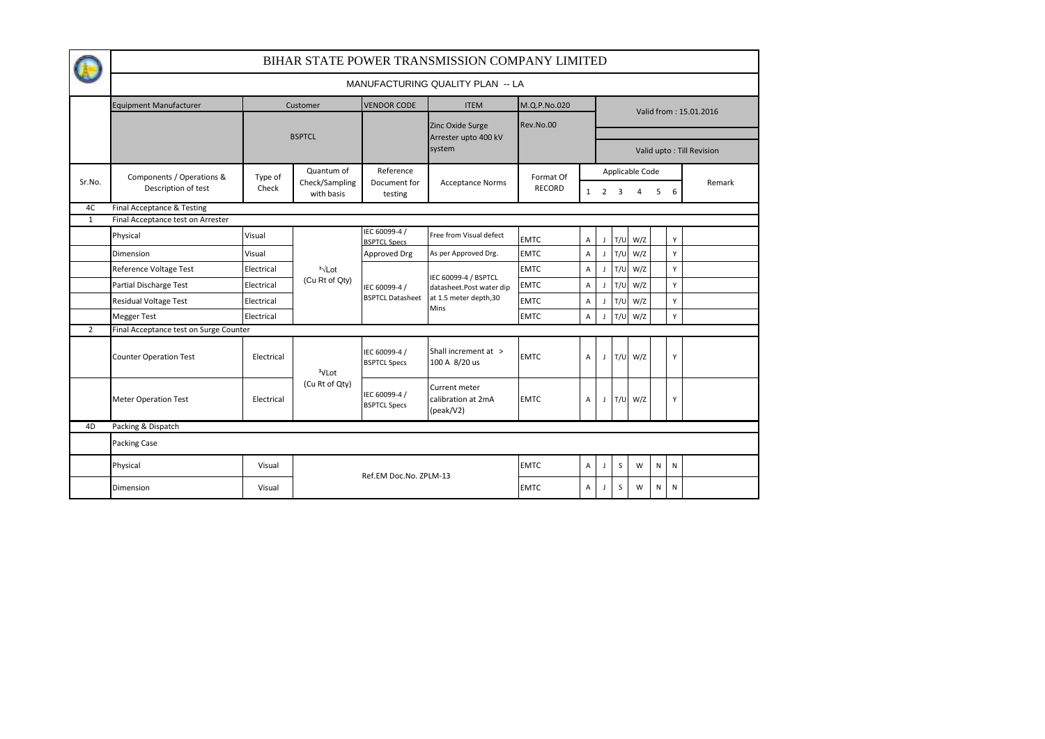# BIHAR STATE POWER TRANSMISSION COMPANY LIMITED

## MANUFACTURING QUALITY PLAN -- LA

| Equipment Manufacturer | Customer | VENDOR CODE | ITEM | M.Q.P.No.020 | Valid from : 15.01.2016 |
|---|---|---|---|---|---|
| | BSPTCL | | Zinc Oxide Surge Arrester upto 400 kV system | Rev.No.00 | Valid upto : Till Revision |

| Sr.No. | Components / Operations & Description of test | Type of Check | Quantum of Check/Sampling with basis | Reference Document for testing | Acceptance Norms | Format Of RECORD | Applicable Code 1 | 2 | 3 | 4 | 5 | 6 | Remark |
|---|---|---|---|---|---|---|---|---|---|---|---|---|---|
| 4C | Final Acceptance & Testing | | | | | | | | | | | | |
| 1 | Final Acceptance test on Arrester | | | | | | | | | | | | |
| | Physical | Visual | ³√Lot (Cu Rt of Qty) | IEC 60099-4 / BSPTCL Specs | Free from Visual defect | EMTC | A | J | T/U | W/Z | | Y | |
| | Dimension | Visual | | Approved Drg | As per Approved Drg. | EMTC | A | J | T/U | W/Z | | Y | |
| | Reference Voltage Test | Electrical | | IEC 60099-4 / BSPTCL Datasheet | IEC 60099-4 / BSPTCL datasheet.Post water dip at 1.5 meter depth,30 Mins | EMTC | A | J | T/U | W/Z | | Y | |
| | Partial Discharge Test | Electrical | | | | EMTC | A | J | T/U | W/Z | | Y | |
| | Residual Voltage Test | Electrical | | | | EMTC | A | J | T/U | W/Z | | Y | |
| | Megger Test | Electrical | | | | EMTC | A | J | T/U | W/Z | | Y | |
| 2 | Final Acceptance test on Surge Counter | | | | | | | | | | | | |
| | Counter Operation Test | Electrical | ³√Lot (Cu Rt of Qty) | IEC 60099-4 / BSPTCL Specs | Shall increment at > 100 A 8/20 us | EMTC | A | J | T/U | W/Z | | Y | |
| | Meter Operation Test | Electrical | | IEC 60099-4 / BSPTCL Specs | Current meter calibration at 2mA (peak/V2) | EMTC | A | J | T/U | W/Z | | Y | |
| 4D | Packing & Dispatch | | | | | | | | | | | | |
| | Packing Case | | | | | | | | | | | | |
| | Physical | Visual | Ref.EM Doc.No. ZPLM-13 | | | EMTC | A | J | S | W | N | N | |
| | Dimension | Visual | | | | EMTC | A | J | S | W | N | N | |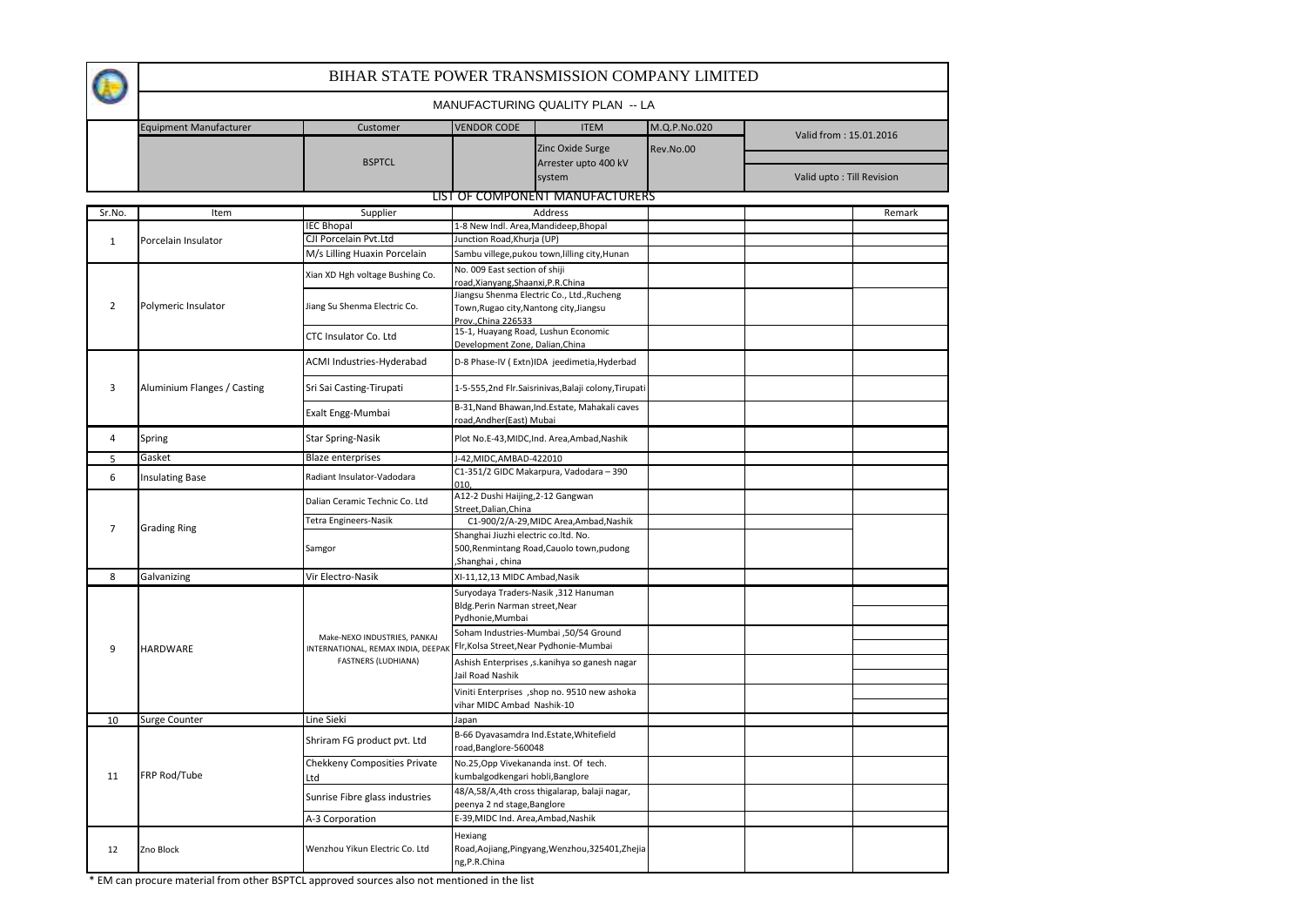# BIHAR STATE POWER TRANSMISSION COMPANY LIMITED

## MANUFACTURING QUALITY PLAN -- LA

| Equipment Manufacturer | Customer | VENDOR CODE | ITEM | M.Q.P.No.020 | Valid from : 15.01.2016 |
|---|---|---|---|---|---|
| | BSPTCL | | Zinc Oxide Surge Arrester upto 400 kV system | Rev.No.00 | Valid upto : Till Revision |

### LIST OF COMPONENT MANUFACTURERS

| Sr.No. | Item | Supplier | Address | | | Remark |
|---|---|---|---|---|---|---|
| 1 | Porcelain Insulator | IEC Bhopal | 1-8 New Indl. Area,Mandideep,Bhopal | | | |
| | | CJI Porcelain Pvt.Ltd | Junction Road,Khurja (UP) | | | |
| | | M/s Lilling Huaxin Porcelain | Sambu villege,pukou town,lilling city,Hunan | | | |
| 2 | Polymeric Insulator | Xian XD Hgh voltage Bushing Co. | No. 009 East section of shiji road,Xianyang,Shaanxi,P.R.China | | | |
| | | Jiang Su Shenma Electric Co. | Jiangsu Shenma Electric Co., Ltd.,Rucheng Town,Rugao city,Nantong city,Jiangsu Prov.,China 226533 | | | |
| | | CTC Insulator Co. Ltd | 15-1, Huayang Road, Lushun Economic Development Zone, Dalian,China | | | |
| 3 | Aluminium Flanges / Casting | ACMI Industries-Hyderabad | D-8 Phase-IV ( Extn)IDA jeedimetia,Hyderbad | | | |
| | | Sri Sai Casting-Tirupati | 1-5-555,2nd Flr.Saisrinivas,Balaji colony,Tirupati | | | |
| | | Exalt Engg-Mumbai | B-31,Nand Bhawan,Ind.Estate, Mahakali caves road,Andher(East) Mubai | | | |
| 4 | Spring | Star Spring-Nasik | Plot No.E-43,MIDC,Ind. Area,Ambad,Nashik | | | |
| 5 | Gasket | Blaze enterprises | J-42,MIDC,AMBAD-422010 | | | |
| 6 | Insulating Base | Radiant Insulator-Vadodara | C1-351/2 GIDC Makarpura, Vadodara – 390 010, | | | |
| 7 | Grading Ring | Dalian Ceramic Technic Co. Ltd | A12-2 Dushi Haijing,2-12 Gangwan Street,Dalian,China | | | |
| | | Tetra Engineers-Nasik | C1-900/2/A-29,MIDC Area,Ambad,Nashik | | | |
| | | Samgor | Shanghai Jiuzhi electric co.ltd. No. 500,Renmintang Road,Cauolo town,pudong ,Shanghai , china | | | |
| 8 | Galvanizing | Vir Electro-Nasik | XI-11,12,13 MIDC Ambad,Nasik | | | |
| 9 | HARDWARE | Make-NEXO INDUSTRIES, PANKAJ INTERNATIONAL, REMAX INDIA, DEEPAK FASTNERS (LUDHIANA) | Suryodaya Traders-Nasik ,312 Hanuman Bldg.Perin Narman street,Near Pydhonie,Mumbai | | | |
| | | | Soham Industries-Mumbai ,50/54 Ground Flr,Kolsa Street,Near Pydhonie-Mumbai | | | |
| | | | Ashish Enterprises ,s.kanihya so ganesh nagar Jail Road Nashik | | | |
| | | | Viniti Enterprises ,shop no. 9510 new ashoka vihar MIDC Ambad Nashik-10 | | | |
| 10 | Surge Counter | Line Sieki | Japan | | | |
| 11 | FRP Rod/Tube | Shriram FG product pvt. Ltd | B-66 Dyavasamdra Ind.Estate,Whitefield road,Banglore-560048 | | | |
| | | Chekkeny Composities Private Ltd | No.25,Opp Vivekananda inst. Of tech. kumbalgodkengari hobli,Banglore | | | |
| | | Sunrise Fibre glass industries | 48/A,58/A,4th cross thigalarap, balaji nagar, peenya 2 nd stage,Banglore | | | |
| | | A-3 Corporation | E-39,MIDC Ind. Area,Ambad,Nashik | | | |
| 12 | Zno Block | Wenzhou Yikun Electric Co. Ltd | Hexiang Road,Aojiang,Pingyang,Wenzhou,325401,Zhejiang,P.R.China | | | |

* EM can procure material from other BSPTCL approved sources also not mentioned in the list